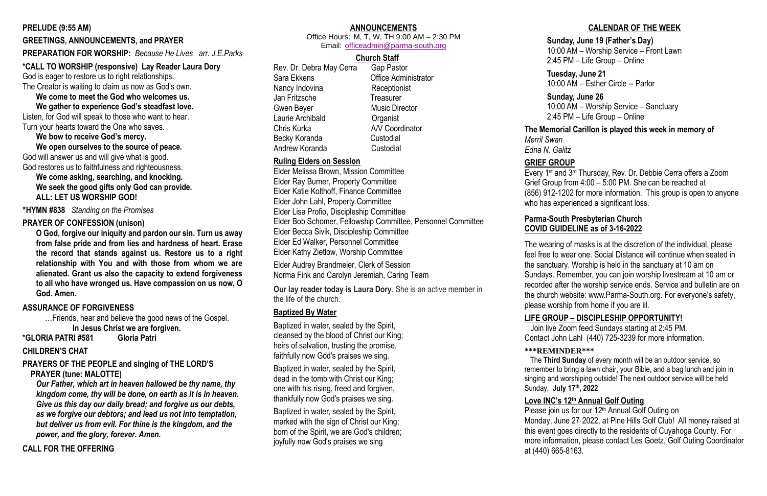**PRELUDE (9:55 AM)**

**GREETINGS, ANNOUNCEMENTS, and PRAYER**

**PREPARATION FOR WORSHIP:** *Because He Lives arr. J.E.Parks*

**\*CALL TO WORSHIP (responsive) Lay Reader Laura Dory**

God is eager to restore us to right relationships.
The Creator is waiting to claim us now as God's own.

**We come to meet the God who welcomes us.**
**We gather to experience God's steadfast love.**

Listen, for God will speak to those who want to hear.
Turn your hearts toward the One who saves.

**We bow to receive God's mercy.**
**We open ourselves to the source of peace.**

God will answer us and will give what is good.
God restores us to faithfulness and righteousness.

**We come asking, searching, and knocking.**
**We seek the good gifts only God can provide.**
**ALL: LET US WORSHIP GOD!**

**\*HYMN #838** *Standing on the Promises*

**PRAYER OF CONFESSION (unison)**

**O God, forgive our iniquity and pardon our sin. Turn us away from false pride and from lies and hardness of heart. Erase the record that stands against us. Restore us to a right relationship with You and with those from whom we are alienated. Grant us also the capacity to extend forgiveness to all who have wronged us. Have compassion on us now, O God. Amen.**

**ASSURANCE OF FORGIVENESS**

…Friends, hear and believe the good news of the Gospel.
**In Jesus Christ we are forgiven.**

**\*GLORIA PATRI #581 Gloria Patri**

**CHILDREN'S CHAT**

**PRAYERS OF THE PEOPLE and singing of THE LORD'S PRAYER (tune: MALOTTE)**

***Our Father, which art in heaven hallowed be thy name, thy kingdom come, thy will be done, on earth as it is in heaven. Give us this day our daily bread; and forgive us our debts, as we forgive our debtors; and lead us not into temptation, but deliver us from evil. For thine is the kingdom, and the power, and the glory, forever. Amen.***

**CALL FOR THE OFFERING**

## ANNOUNCEMENTS

Office Hours: M, T, W, TH 9:00 AM – 2:30 PM
Email: officeadmin@parma-south.org

### Church Staff

| | |
|---|---|
| Rev. Dr. Debra May Cerra | Gap Pastor |
| Sara Ekkens | Office Administrator |
| Nancy Indovina | Receptionist |
| Jan Fritzsche | Treasurer |
| Gwen Beyer | Music Director |
| Laurie Archibald | Organist |
| Chris Kurka | A/V Coordinator |
| Becky Koranda | Custodial |
| Andrew Koranda | Custodial |

### Ruling Elders on Session

Elder Melissa Brown, Mission Committee
Elder Ray Burner, Property Committee
Elder Katie Kolthoff, Finance Committee
Elder John Lahl, Property Committee
Elder Lisa Profio, Discipleship Committee
Elder Bob Schomer, Fellowship Committee, Personnel Committee
Elder Becca Sivik, Discipleship Committee
Elder Ed Walker, Personnel Committee
Elder Kathy Zietlow, Worship Committee

Elder Audrey Brandmeier, Clerk of Session
Norma Fink and Carolyn Jeremiah, Caring Team

**Our lay reader today is Laura Dory**. She is an active member in the life of the church.

### Baptized By Water

Baptized in water, sealed by the Spirit,
cleansed by the blood of Christ our King;
heirs of salvation, trusting the promise,
faithfully now God's praises we sing.

Baptized in water, sealed by the Spirit,
dead in the tomb with Christ our King;
one with his rising, freed and forgiven,
thankfully now God's praises we sing.

Baptized in water, sealed by the Spirit,
marked with the sign of Christ our King;
born of the Spirit, we are God's children;
joyfully now God's praises we sing

## CALENDAR OF THE WEEK

**Sunday, June 19 (Father's Day)**
10:00 AM – Worship Service – Front Lawn
2:45 PM – Life Group – Online

**Tuesday, June 21**
10:00 AM – Esther Circle -- Parlor

**Sunday, June 26**
10:00 AM – Worship Service – Sanctuary
2:45 PM – Life Group – Online

**The Memorial Carillon is played this week in memory of**
*Merril Swan*
*Edna N. Galitz*

### GRIEF GROUP

Every 1st and 3rd Thursday, Rev. Dr. Debbie Cerra offers a Zoom Grief Group from 4:00 – 5:00 PM. She can be reached at (856) 912-1202 for more information. This group is open to anyone who has experienced a significant loss.

### Parma-South Presbyterian Church COVID GUIDELINE as of 3-16-2022

The wearing of masks is at the discretion of the individual, please feel free to wear one. Social Distance will continue when seated in the sanctuary. Worship is held in the sanctuary at 10 am on Sundays. Remember, you can join worship livestream at 10 am or recorded after the worship service ends. Service and bulletin are on the church website: www.Parma-South.org. For everyone's safety, please worship from home if you are ill.

### LIFE GROUP – DISCIPLESHIP OPPORTUNITY!

Join live Zoom feed Sundays starting at 2:45 PM.
Contact John Lahl (440) 725-3239 for more information.

**\*\*\*REMINDER\*\*\***

The **Third Sunday** of every month will be an outdoor service, so remember to bring a lawn chair, your Bible, and a bag lunch and join in singing and worshiping outside! The next outdoor service will be held Sunday, **July 17th, 2022**

### Love INC's 12th Annual Golf Outing

Please join us for our 12th Annual Golf Outing on Monday, June 27, 2022, at Pine Hills Golf Club! All money raised at this event goes directly to the residents of Cuyahoga County. For more information, please contact Les Goetz, Golf Outing Coordinator at (440) 665-8163.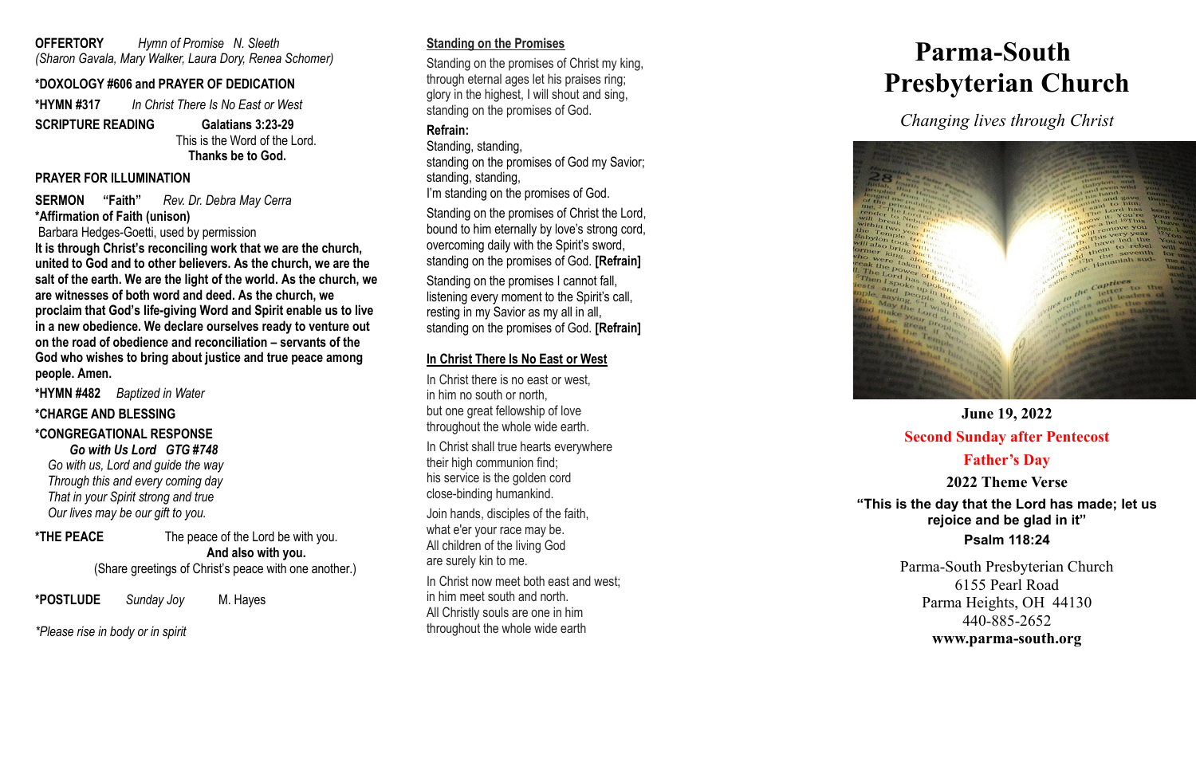**OFFERTORY** *Hymn of Promise N. Sleeth*
*(Sharon Gavala, Mary Walker, Laura Dory, Renea Schomer)*

**\*DOXOLOGY #606 and PRAYER OF DEDICATION**

**\*HYMN #317** *In Christ There Is No East or West*

**SCRIPTURE READING** **Galatians 3:23-29**
This is the Word of the Lord.
**Thanks be to God.**

**PRAYER FOR ILLUMINATION**

**SERMON "Faith"** *Rev. Dr. Debra May Cerra*

**\*Affirmation of Faith (unison)**
Barbara Hedges-Goetti, used by permission

**It is through Christ's reconciling work that we are the church, united to God and to other believers. As the church, we are the salt of the earth. We are the light of the world. As the church, we are witnesses of both word and deed. As the church, we proclaim that God's life-giving Word and Spirit enable us to live in a new obedience. We declare ourselves ready to venture out on the road of obedience and reconciliation – servants of the God who wishes to bring about justice and true peace among people. Amen.**

**\*HYMN #482** *Baptized in Water*

**\*CHARGE AND BLESSING**

**\*CONGREGATIONAL RESPONSE**
***Go with Us Lord GTG #748***
*Go with us, Lord and guide the way*
*Through this and every coming day*
*That in your Spirit strong and true*
*Our lives may be our gift to you.*

**\*THE PEACE** The peace of the Lord be with you.
**And also with you.**
(Share greetings of Christ's peace with one another.)

**\*POSTLUDE** *Sunday Joy* M. Hayes

*\*Please rise in body or in spirit*

## Standing on the Promises

Standing on the promises of Christ my king,
through eternal ages let his praises ring;
glory in the highest, I will shout and sing,
standing on the promises of God.

**Refrain:**
Standing, standing,
standing on the promises of God my Savior;
standing, standing,
I'm standing on the promises of God.

Standing on the promises of Christ the Lord,
bound to him eternally by love's strong cord,
overcoming daily with the Spirit's sword,
standing on the promises of God. **[Refrain]**

Standing on the promises I cannot fall,
listening every moment to the Spirit's call,
resting in my Savior as my all in all,
standing on the promises of God. **[Refrain]**

## In Christ There Is No East or West

In Christ there is no east or west,
in him no south or north,
but one great fellowship of love
throughout the whole wide earth.

In Christ shall true hearts everywhere
their high communion find;
his service is the golden cord
close-binding humankind.

Join hands, disciples of the faith,
what e'er your race may be.
All children of the living God
are surely kin to me.

In Christ now meet both east and west;
in him meet south and north.
All Christly souls are one in him
throughout the whole wide earth

# Parma-South Presbyterian Church

*Changing lives through Christ*

**June 19, 2022**

**Second Sunday after Pentecost**

**Father's Day**

**2022 Theme Verse**

**"This is the day that the Lord has made; let us rejoice and be glad in it"**

**Psalm 118:24**

Parma-South Presbyterian Church
6155 Pearl Road
Parma Heights, OH 44130
440-885-2652
**www.parma-south.org**